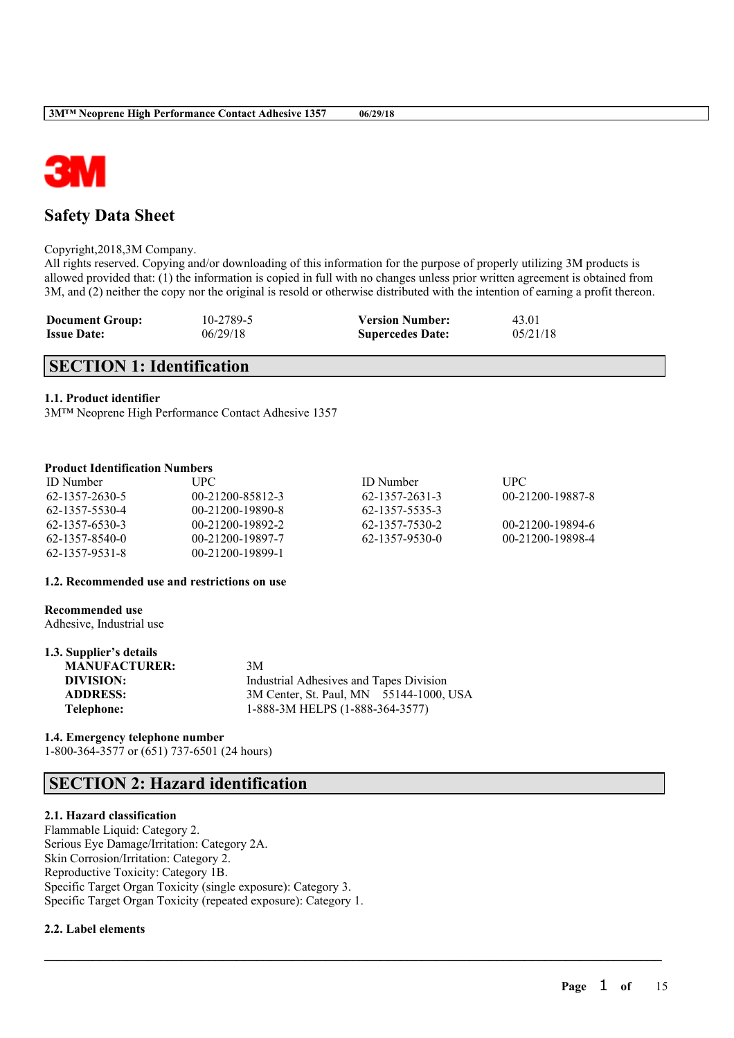# Safety Data Sheet

Copyright,2018,3M Company.
All rights reserved. Copying and/or downloading of this information for the purpose of properly utilizing 3M products is allowed provided that: (1) the information is copied in full with no changes unless prior written agreement is obtained from 3M, and (2) neither the copy nor the original is resold or otherwise distributed with the intention of earning a profit thereon.

| | | | |
|---|---|---|---|
| **Document Group:** | 10-2789-5 | **Version Number:** | 43.01 |
| **Issue Date:** | 06/29/18 | **Supercedes Date:** | 05/21/18 |

## SECTION 1: Identification

### 1.1. Product identifier

3M™ Neoprene High Performance Contact Adhesive 1357

**Product Identification Numbers**

| ID Number | UPC | ID Number | UPC |
|---|---|---|---|
| 62-1357-2630-5 | 00-21200-85812-3 | 62-1357-2631-3 | 00-21200-19887-8 |
| 62-1357-5530-4 | 00-21200-19890-8 | 62-1357-5535-3 | |
| 62-1357-6530-3 | 00-21200-19892-2 | 62-1357-7530-2 | 00-21200-19894-6 |
| 62-1357-8540-0 | 00-21200-19897-7 | 62-1357-9530-0 | 00-21200-19898-4 |
| 62-1357-9531-8 | 00-21200-19899-1 | | |

### 1.2. Recommended use and restrictions on use

**Recommended use**
Adhesive, Industrial use

### 1.3. Supplier's details

| | |
|---|---|
| **MANUFACTURER:** | 3M |
| **DIVISION:** | Industrial Adhesives and Tapes Division |
| **ADDRESS:** | 3M Center, St. Paul, MN 55144-1000, USA |
| **Telephone:** | 1-888-3M HELPS (1-888-364-3577) |

### 1.4. Emergency telephone number

1-800-364-3577 or (651) 737-6501 (24 hours)

## SECTION 2: Hazard identification

### 2.1. Hazard classification

Flammable Liquid: Category 2.
Serious Eye Damage/Irritation: Category 2A.
Skin Corrosion/Irritation: Category 2.
Reproductive Toxicity: Category 1B.
Specific Target Organ Toxicity (single exposure): Category 3.
Specific Target Organ Toxicity (repeated exposure): Category 1.

### 2.2. Label elements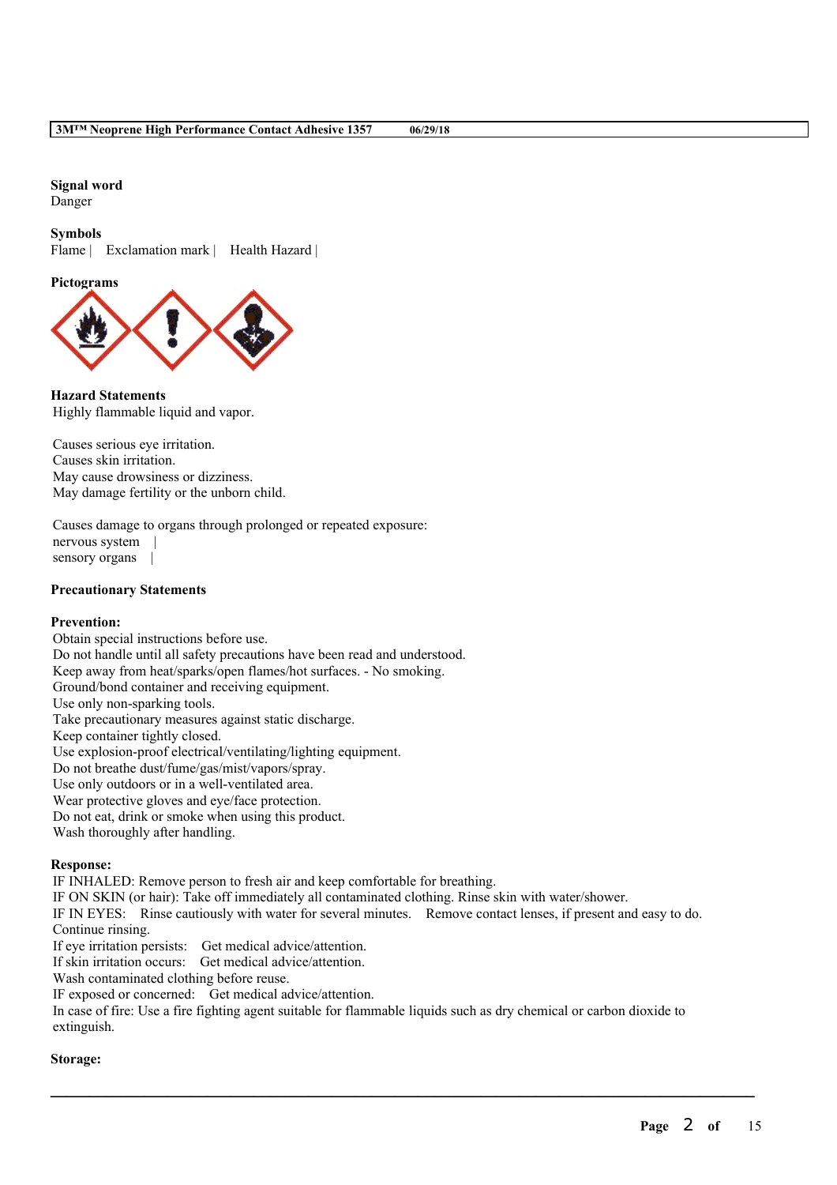**Signal word**
Danger

**Symbols**
Flame | Exclamation mark | Health Hazard |

**Pictograms**

**Hazard Statements**
Highly flammable liquid and vapor.

Causes serious eye irritation.
Causes skin irritation.
May cause drowsiness or dizziness.
May damage fertility or the unborn child.

Causes damage to organs through prolonged or repeated exposure:
nervous system |
sensory organs |

**Precautionary Statements**

**Prevention:**
Obtain special instructions before use.
Do not handle until all safety precautions have been read and understood.
Keep away from heat/sparks/open flames/hot surfaces. - No smoking.
Ground/bond container and receiving equipment.
Use only non-sparking tools.
Take precautionary measures against static discharge.
Keep container tightly closed.
Use explosion-proof electrical/ventilating/lighting equipment.
Do not breathe dust/fume/gas/mist/vapors/spray.
Use only outdoors or in a well-ventilated area.
Wear protective gloves and eye/face protection.
Do not eat, drink or smoke when using this product.
Wash thoroughly after handling.

**Response:**
IF INHALED: Remove person to fresh air and keep comfortable for breathing.
IF ON SKIN (or hair): Take off immediately all contaminated clothing. Rinse skin with water/shower.
IF IN EYES: Rinse cautiously with water for several minutes. Remove contact lenses, if present and easy to do. Continue rinsing.
If eye irritation persists: Get medical advice/attention.
If skin irritation occurs: Get medical advice/attention.
Wash contaminated clothing before reuse.
IF exposed or concerned: Get medical advice/attention.
In case of fire: Use a fire fighting agent suitable for flammable liquids such as dry chemical or carbon dioxide to extinguish.

**Storage:**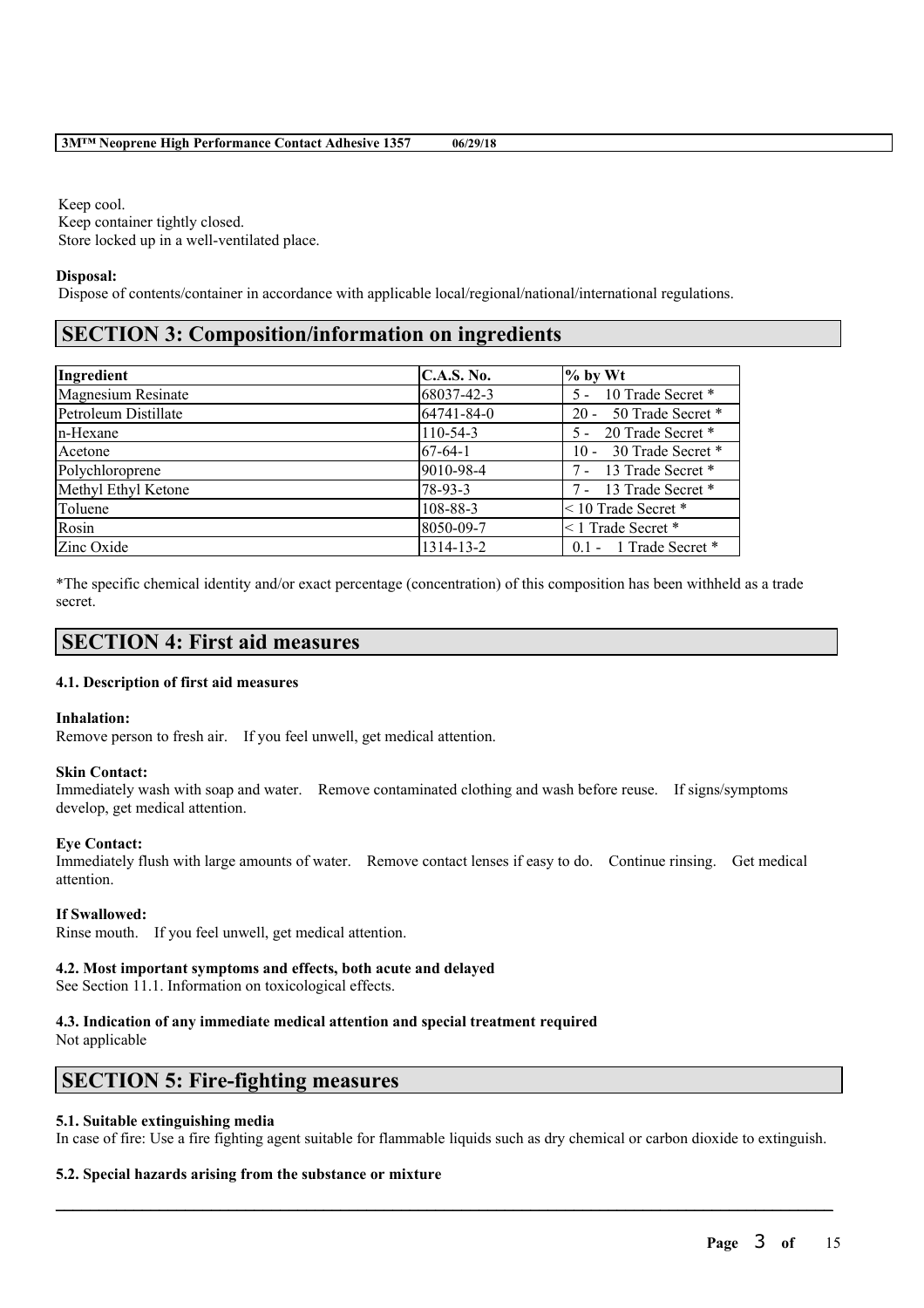Keep cool.
Keep container tightly closed.
Store locked up in a well-ventilated place.

**Disposal:**
Dispose of contents/container in accordance with applicable local/regional/national/international regulations.

## SECTION 3: Composition/information on ingredients

| Ingredient | C.A.S. No. | % by Wt |
|---|---|---|
| Magnesium Resinate | 68037-42-3 | 5 - 10 Trade Secret * |
| Petroleum Distillate | 64741-84-0 | 20 - 50 Trade Secret * |
| n-Hexane | 110-54-3 | 5 - 20 Trade Secret * |
| Acetone | 67-64-1 | 10 - 30 Trade Secret * |
| Polychloroprene | 9010-98-4 | 7 - 13 Trade Secret * |
| Methyl Ethyl Ketone | 78-93-3 | 7 - 13 Trade Secret * |
| Toluene | 108-88-3 | < 10 Trade Secret * |
| Rosin | 8050-09-7 | < 1 Trade Secret * |
| Zinc Oxide | 1314-13-2 | 0.1 - 1 Trade Secret * |

*The specific chemical identity and/or exact percentage (concentration) of this composition has been withheld as a trade secret.

## SECTION 4: First aid measures

### 4.1. Description of first aid measures

**Inhalation:**
Remove person to fresh air. If you feel unwell, get medical attention.

**Skin Contact:**
Immediately wash with soap and water. Remove contaminated clothing and wash before reuse. If signs/symptoms develop, get medical attention.

**Eye Contact:**
Immediately flush with large amounts of water. Remove contact lenses if easy to do. Continue rinsing. Get medical attention.

**If Swallowed:**
Rinse mouth. If you feel unwell, get medical attention.

### 4.2. Most important symptoms and effects, both acute and delayed
See Section 11.1. Information on toxicological effects.

### 4.3. Indication of any immediate medical attention and special treatment required
Not applicable

## SECTION 5: Fire-fighting measures

### 5.1. Suitable extinguishing media
In case of fire: Use a fire fighting agent suitable for flammable liquids such as dry chemical or carbon dioxide to extinguish.

### 5.2. Special hazards arising from the substance or mixture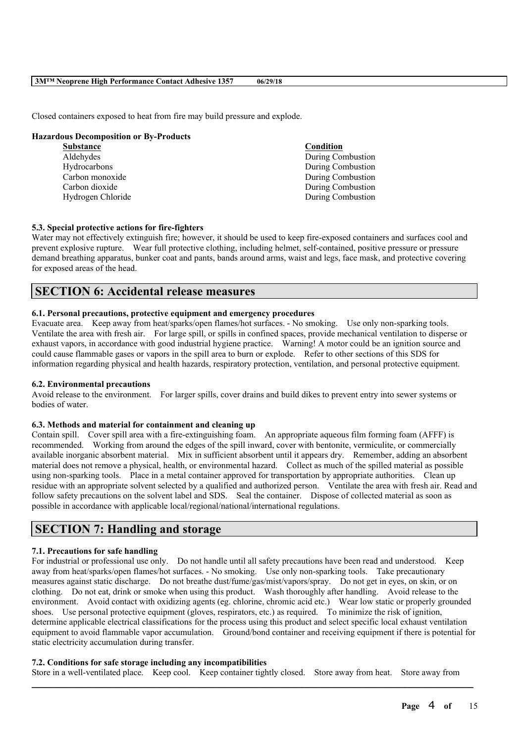Closed containers exposed to heat from fire may build pressure and explode.

**Hazardous Decomposition or By-Products**

| Substance | Condition |
| --- | --- |
| Aldehydes | During Combustion |
| Hydrocarbons | During Combustion |
| Carbon monoxide | During Combustion |
| Carbon dioxide | During Combustion |
| Hydrogen Chloride | During Combustion |

**5.3. Special protective actions for fire-fighters**

Water may not effectively extinguish fire; however, it should be used to keep fire-exposed containers and surfaces cool and prevent explosive rupture. Wear full protective clothing, including helmet, self-contained, positive pressure or pressure demand breathing apparatus, bunker coat and pants, bands around arms, waist and legs, face mask, and protective covering for exposed areas of the head.

## SECTION 6: Accidental release measures

**6.1. Personal precautions, protective equipment and emergency procedures**

Evacuate area. Keep away from heat/sparks/open flames/hot surfaces. - No smoking. Use only non-sparking tools. Ventilate the area with fresh air. For large spill, or spills in confined spaces, provide mechanical ventilation to disperse or exhaust vapors, in accordance with good industrial hygiene practice. Warning! A motor could be an ignition source and could cause flammable gases or vapors in the spill area to burn or explode. Refer to other sections of this SDS for information regarding physical and health hazards, respiratory protection, ventilation, and personal protective equipment.

**6.2. Environmental precautions**

Avoid release to the environment. For larger spills, cover drains and build dikes to prevent entry into sewer systems or bodies of water.

**6.3. Methods and material for containment and cleaning up**

Contain spill. Cover spill area with a fire-extinguishing foam. An appropriate aqueous film forming foam (AFFF) is recommended. Working from around the edges of the spill inward, cover with bentonite, vermiculite, or commercially available inorganic absorbent material. Mix in sufficient absorbent until it appears dry. Remember, adding an absorbent material does not remove a physical, health, or environmental hazard. Collect as much of the spilled material as possible using non-sparking tools. Place in a metal container approved for transportation by appropriate authorities. Clean up residue with an appropriate solvent selected by a qualified and authorized person. Ventilate the area with fresh air. Read and follow safety precautions on the solvent label and SDS. Seal the container. Dispose of collected material as soon as possible in accordance with applicable local/regional/national/international regulations.

## SECTION 7: Handling and storage

**7.1. Precautions for safe handling**

For industrial or professional use only. Do not handle until all safety precautions have been read and understood. Keep away from heat/sparks/open flames/hot surfaces. - No smoking. Use only non-sparking tools. Take precautionary measures against static discharge. Do not breathe dust/fume/gas/mist/vapors/spray. Do not get in eyes, on skin, or on clothing. Do not eat, drink or smoke when using this product. Wash thoroughly after handling. Avoid release to the environment. Avoid contact with oxidizing agents (eg. chlorine, chromic acid etc.) Wear low static or properly grounded shoes. Use personal protective equipment (gloves, respirators, etc.) as required. To minimize the risk of ignition, determine applicable electrical classifications for the process using this product and select specific local exhaust ventilation equipment to avoid flammable vapor accumulation. Ground/bond container and receiving equipment if there is potential for static electricity accumulation during transfer.

**7.2. Conditions for safe storage including any incompatibilities**

Store in a well-ventilated place. Keep cool. Keep container tightly closed. Store away from heat. Store away from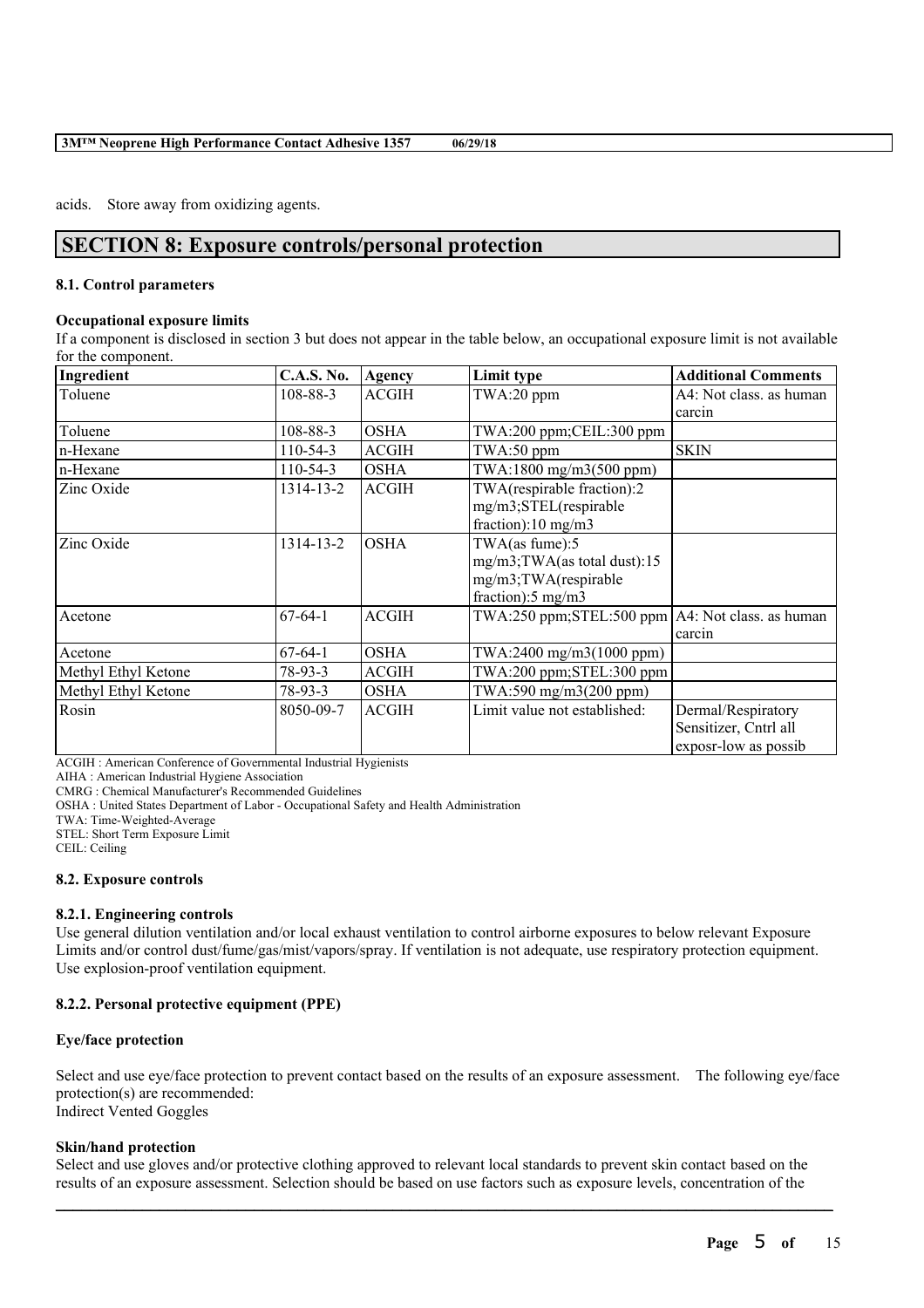acids. Store away from oxidizing agents.

# SECTION 8: Exposure controls/personal protection

### 8.1. Control parameters

#### Occupational exposure limits

If a component is disclosed in section 3 but does not appear in the table below, an occupational exposure limit is not available for the component.

| Ingredient | C.A.S. No. | Agency | Limit type | Additional Comments |
|---|---|---|---|---|
| Toluene | 108-88-3 | ACGIH | TWA:20 ppm | A4: Not class. as human carcin |
| Toluene | 108-88-3 | OSHA | TWA:200 ppm;CEIL:300 ppm | |
| n-Hexane | 110-54-3 | ACGIH | TWA:50 ppm | SKIN |
| n-Hexane | 110-54-3 | OSHA | TWA:1800 mg/m3(500 ppm) | |
| Zinc Oxide | 1314-13-2 | ACGIH | TWA(respirable fraction):2 mg/m3;STEL(respirable fraction):10 mg/m3 | |
| Zinc Oxide | 1314-13-2 | OSHA | TWA(as fume):5 mg/m3;TWA(as total dust):15 mg/m3;TWA(respirable fraction):5 mg/m3 | |
| Acetone | 67-64-1 | ACGIH | TWA:250 ppm;STEL:500 ppm | A4: Not class. as human carcin |
| Acetone | 67-64-1 | OSHA | TWA:2400 mg/m3(1000 ppm) | |
| Methyl Ethyl Ketone | 78-93-3 | ACGIH | TWA:200 ppm;STEL:300 ppm | |
| Methyl Ethyl Ketone | 78-93-3 | OSHA | TWA:590 mg/m3(200 ppm) | |
| Rosin | 8050-09-7 | ACGIH | Limit value not established: | Dermal/Respiratory Sensitizer, Cntrl all exposr-low as possib |

ACGIH : American Conference of Governmental Industrial Hygienists
AIHA : American Industrial Hygiene Association
CMRG : Chemical Manufacturer's Recommended Guidelines
OSHA : United States Department of Labor - Occupational Safety and Health Administration
TWA: Time-Weighted-Average
STEL: Short Term Exposure Limit
CEIL: Ceiling

### 8.2. Exposure controls

#### 8.2.1. Engineering controls

Use general dilution ventilation and/or local exhaust ventilation to control airborne exposures to below relevant Exposure Limits and/or control dust/fume/gas/mist/vapors/spray. If ventilation is not adequate, use respiratory protection equipment. Use explosion-proof ventilation equipment.

#### 8.2.2. Personal protective equipment (PPE)

#### Eye/face protection

Select and use eye/face protection to prevent contact based on the results of an exposure assessment. The following eye/face protection(s) are recommended:
Indirect Vented Goggles

#### Skin/hand protection

Select and use gloves and/or protective clothing approved to relevant local standards to prevent skin contact based on the results of an exposure assessment. Selection should be based on use factors such as exposure levels, concentration of the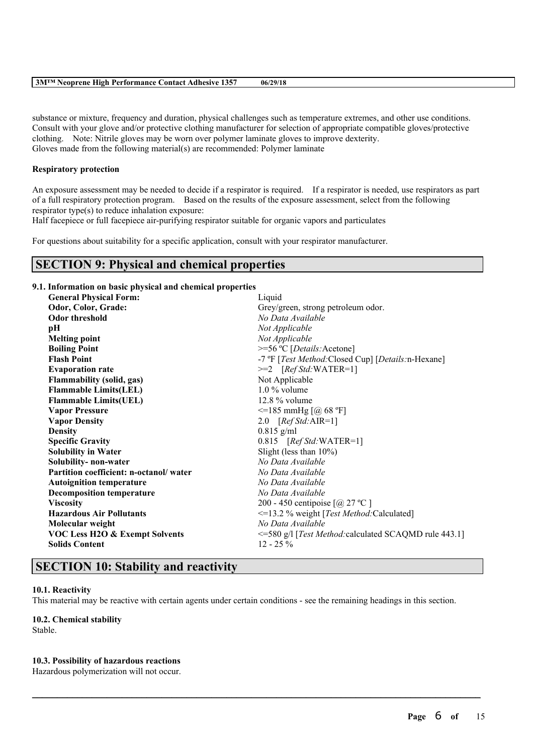substance or mixture, frequency and duration, physical challenges such as temperature extremes, and other use conditions. Consult with your glove and/or protective clothing manufacturer for selection of appropriate compatible gloves/protective clothing. Note: Nitrile gloves may be worn over polymer laminate gloves to improve dexterity.
Gloves made from the following material(s) are recommended: Polymer laminate

**Respiratory protection**

An exposure assessment may be needed to decide if a respirator is required. If a respirator is needed, use respirators as part of a full respiratory protection program. Based on the results of the exposure assessment, select from the following respirator type(s) to reduce inhalation exposure:
Half facepiece or full facepiece air-purifying respirator suitable for organic vapors and particulates

For questions about suitability for a specific application, consult with your respirator manufacturer.

## SECTION 9: Physical and chemical properties

**9.1. Information on basic physical and chemical properties**

| | |
|---|---|
| **General Physical Form:** | Liquid |
| **Odor, Color, Grade:** | Grey/green, strong petroleum odor. |
| **Odor threshold** | *No Data Available* |
| **pH** | *Not Applicable* |
| **Melting point** | *Not Applicable* |
| **Boiling Point** | >=56 ºC [*Details:*Acetone] |
| **Flash Point** | -7 ºF [*Test Method:*Closed Cup] [*Details:*n-Hexane] |
| **Evaporation rate** | >=2 [*Ref Std:*WATER=1] |
| **Flammability (solid, gas)** | Not Applicable |
| **Flammable Limits(LEL)** | 1.0 % volume |
| **Flammable Limits(UEL)** | 12.8 % volume |
| **Vapor Pressure** | <=185 mmHg [@ 68 ºF] |
| **Vapor Density** | 2.0 [*Ref Std:*AIR=1] |
| **Density** | 0.815 g/ml |
| **Specific Gravity** | 0.815 [*Ref Std:*WATER=1] |
| **Solubility in Water** | Slight (less than 10%) |
| **Solubility- non-water** | *No Data Available* |
| **Partition coefficient: n-octanol/ water** | *No Data Available* |
| **Autoignition temperature** | *No Data Available* |
| **Decomposition temperature** | *No Data Available* |
| **Viscosity** | 200 - 450 centipoise [@ 27 ºC ] |
| **Hazardous Air Pollutants** | <=13.2 % weight [*Test Method:*Calculated] |
| **Molecular weight** | *No Data Available* |
| **VOC Less H2O & Exempt Solvents** | <=580 g/l [*Test Method:*calculated SCAQMD rule 443.1] |
| **Solids Content** | 12 - 25 % |

## SECTION 10: Stability and reactivity

**10.1. Reactivity**

This material may be reactive with certain agents under certain conditions - see the remaining headings in this section.

**10.2. Chemical stability**

Stable.

**10.3. Possibility of hazardous reactions**

Hazardous polymerization will not occur.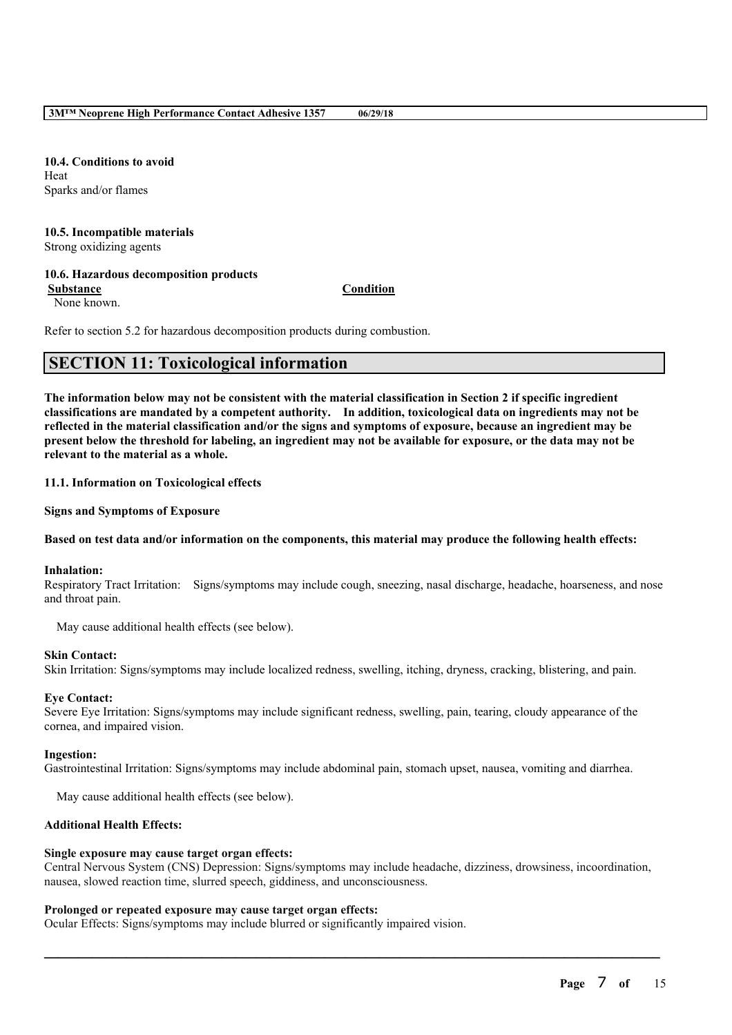**10.4. Conditions to avoid**

Heat

Sparks and/or flames

**10.5. Incompatible materials**

Strong oxidizing agents

**10.6. Hazardous decomposition products**

| **Substance** | **Condition** |
|---|---|
| None known. | |

Refer to section 5.2 for hazardous decomposition products during combustion.

## SECTION 11: Toxicological information

**The information below may not be consistent with the material classification in Section 2 if specific ingredient classifications are mandated by a competent authority. In addition, toxicological data on ingredients may not be reflected in the material classification and/or the signs and symptoms of exposure, because an ingredient may be present below the threshold for labeling, an ingredient may not be available for exposure, or the data may not be relevant to the material as a whole.**

**11.1. Information on Toxicological effects**

**Signs and Symptoms of Exposure**

**Based on test data and/or information on the components, this material may produce the following health effects:**

**Inhalation:**

Respiratory Tract Irritation: Signs/symptoms may include cough, sneezing, nasal discharge, headache, hoarseness, and nose and throat pain.

May cause additional health effects (see below).

**Skin Contact:**

Skin Irritation: Signs/symptoms may include localized redness, swelling, itching, dryness, cracking, blistering, and pain.

**Eye Contact:**

Severe Eye Irritation: Signs/symptoms may include significant redness, swelling, pain, tearing, cloudy appearance of the cornea, and impaired vision.

**Ingestion:**

Gastrointestinal Irritation: Signs/symptoms may include abdominal pain, stomach upset, nausea, vomiting and diarrhea.

May cause additional health effects (see below).

**Additional Health Effects:**

**Single exposure may cause target organ effects:**

Central Nervous System (CNS) Depression: Signs/symptoms may include headache, dizziness, drowsiness, incoordination, nausea, slowed reaction time, slurred speech, giddiness, and unconsciousness.

**Prolonged or repeated exposure may cause target organ effects:**

Ocular Effects: Signs/symptoms may include blurred or significantly impaired vision.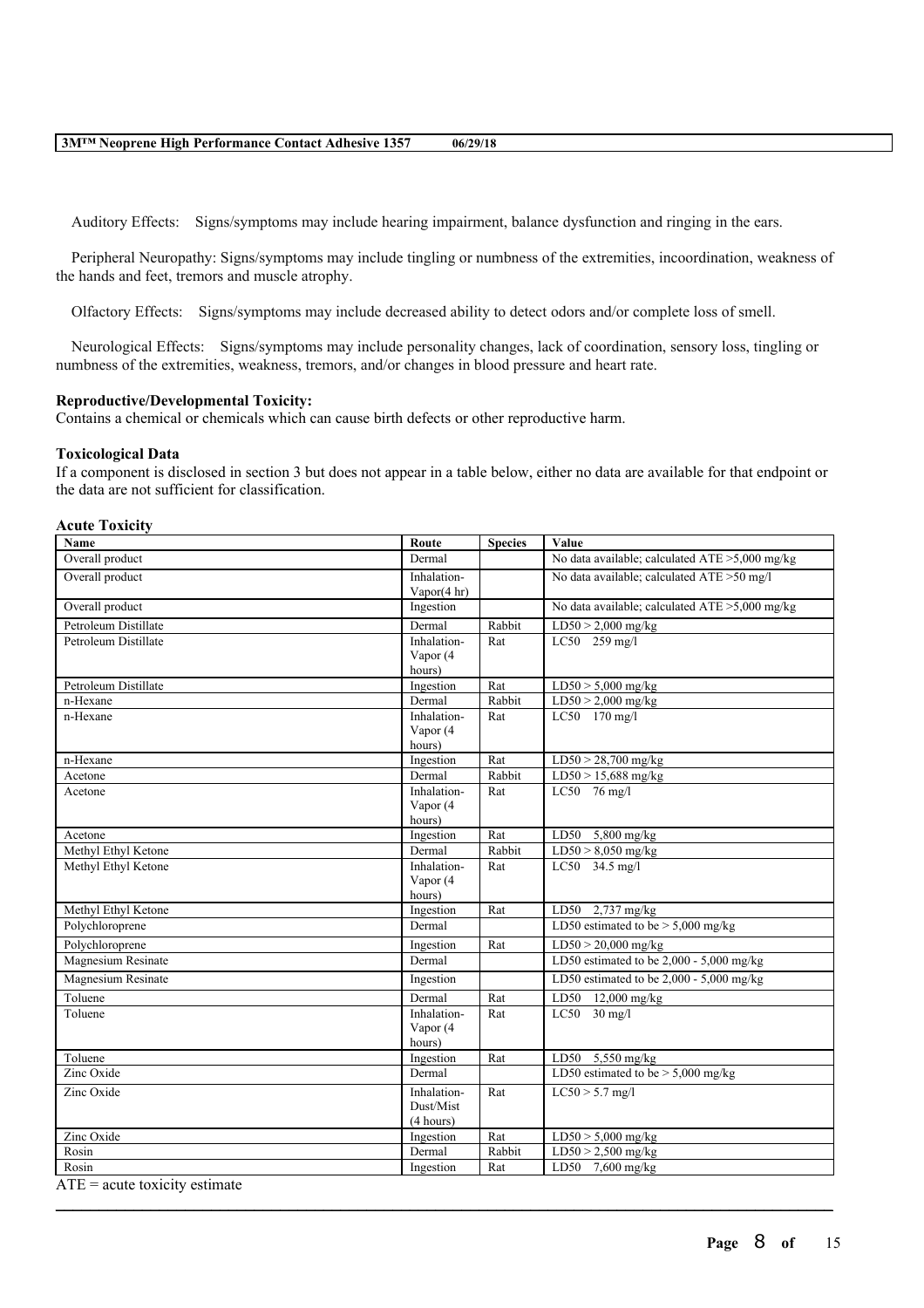Auditory Effects: Signs/symptoms may include hearing impairment, balance dysfunction and ringing in the ears.

Peripheral Neuropathy: Signs/symptoms may include tingling or numbness of the extremities, incoordination, weakness of the hands and feet, tremors and muscle atrophy.

Olfactory Effects: Signs/symptoms may include decreased ability to detect odors and/or complete loss of smell.

Neurological Effects: Signs/symptoms may include personality changes, lack of coordination, sensory loss, tingling or numbness of the extremities, weakness, tremors, and/or changes in blood pressure and heart rate.

**Reproductive/Developmental Toxicity:**
Contains a chemical or chemicals which can cause birth defects or other reproductive harm.

**Toxicological Data**
If a component is disclosed in section 3 but does not appear in a table below, either no data are available for that endpoint or the data are not sufficient for classification.

**Acute Toxicity**

| Name | Route | Species | Value |
|---|---|---|---|
| Overall product | Dermal | | No data available; calculated ATE >5,000 mg/kg |
| Overall product | Inhalation-Vapor(4 hr) | | No data available; calculated ATE >50 mg/l |
| Overall product | Ingestion | | No data available; calculated ATE >5,000 mg/kg |
| Petroleum Distillate | Dermal | Rabbit | LD50 > 2,000 mg/kg |
| Petroleum Distillate | Inhalation-Vapor (4 hours) | Rat | LC50 259 mg/l |
| Petroleum Distillate | Ingestion | Rat | LD50 > 5,000 mg/kg |
| n-Hexane | Dermal | Rabbit | LD50 > 2,000 mg/kg |
| n-Hexane | Inhalation-Vapor (4 hours) | Rat | LC50 170 mg/l |
| n-Hexane | Ingestion | Rat | LD50 > 28,700 mg/kg |
| Acetone | Dermal | Rabbit | LD50 > 15,688 mg/kg |
| Acetone | Inhalation-Vapor (4 hours) | Rat | LC50 76 mg/l |
| Acetone | Ingestion | Rat | LD50 5,800 mg/kg |
| Methyl Ethyl Ketone | Dermal | Rabbit | LD50 > 8,050 mg/kg |
| Methyl Ethyl Ketone | Inhalation-Vapor (4 hours) | Rat | LC50 34.5 mg/l |
| Methyl Ethyl Ketone | Ingestion | Rat | LD50 2,737 mg/kg |
| Polychloroprene | Dermal | | LD50 estimated to be > 5,000 mg/kg |
| Polychloroprene | Ingestion | Rat | LD50 > 20,000 mg/kg |
| Magnesium Resinate | Dermal | | LD50 estimated to be 2,000 - 5,000 mg/kg |
| Magnesium Resinate | Ingestion | | LD50 estimated to be 2,000 - 5,000 mg/kg |
| Toluene | Dermal | Rat | LD50 12,000 mg/kg |
| Toluene | Inhalation-Vapor (4 hours) | Rat | LC50 30 mg/l |
| Toluene | Ingestion | Rat | LD50 5,550 mg/kg |
| Zinc Oxide | Dermal | | LD50 estimated to be > 5,000 mg/kg |
| Zinc Oxide | Inhalation-Dust/Mist (4 hours) | Rat | LC50 > 5.7 mg/l |
| Zinc Oxide | Ingestion | Rat | LD50 > 5,000 mg/kg |
| Rosin | Dermal | Rabbit | LD50 > 2,500 mg/kg |
| Rosin | Ingestion | Rat | LD50 7,600 mg/kg |

ATE = acute toxicity estimate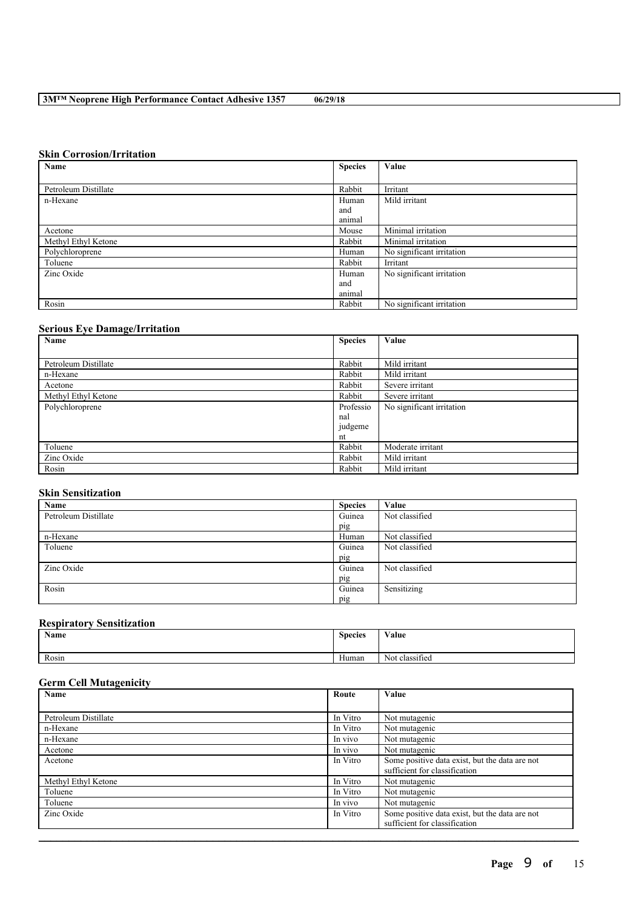### Skin Corrosion/Irritation

| Name | Species | Value |
| --- | --- | --- |
| Petroleum Distillate | Rabbit | Irritant |
| n-Hexane | Human and animal | Mild irritant |
| Acetone | Mouse | Minimal irritation |
| Methyl Ethyl Ketone | Rabbit | Minimal irritation |
| Polychloroprene | Human | No significant irritation |
| Toluene | Rabbit | Irritant |
| Zinc Oxide | Human and animal | No significant irritation |
| Rosin | Rabbit | No significant irritation |

### Serious Eye Damage/Irritation

| Name | Species | Value |
| --- | --- | --- |
| Petroleum Distillate | Rabbit | Mild irritant |
| n-Hexane | Rabbit | Mild irritant |
| Acetone | Rabbit | Severe irritant |
| Methyl Ethyl Ketone | Rabbit | Severe irritant |
| Polychloroprene | Professional judgement | No significant irritation |
| Toluene | Rabbit | Moderate irritant |
| Zinc Oxide | Rabbit | Mild irritant |
| Rosin | Rabbit | Mild irritant |

### Skin Sensitization

| Name | Species | Value |
| --- | --- | --- |
| Petroleum Distillate | Guinea pig | Not classified |
| n-Hexane | Human | Not classified |
| Toluene | Guinea pig | Not classified |
| Zinc Oxide | Guinea pig | Not classified |
| Rosin | Guinea pig | Sensitizing |

### Respiratory Sensitization

| Name | Species | Value |
| --- | --- | --- |
| Rosin | Human | Not classified |

### Germ Cell Mutagenicity

| Name | Route | Value |
| --- | --- | --- |
| Petroleum Distillate | In Vitro | Not mutagenic |
| n-Hexane | In Vitro | Not mutagenic |
| n-Hexane | In vivo | Not mutagenic |
| Acetone | In vivo | Not mutagenic |
| Acetone | In Vitro | Some positive data exist, but the data are not sufficient for classification |
| Methyl Ethyl Ketone | In Vitro | Not mutagenic |
| Toluene | In Vitro | Not mutagenic |
| Toluene | In vivo | Not mutagenic |
| Zinc Oxide | In Vitro | Some positive data exist, but the data are not sufficient for classification |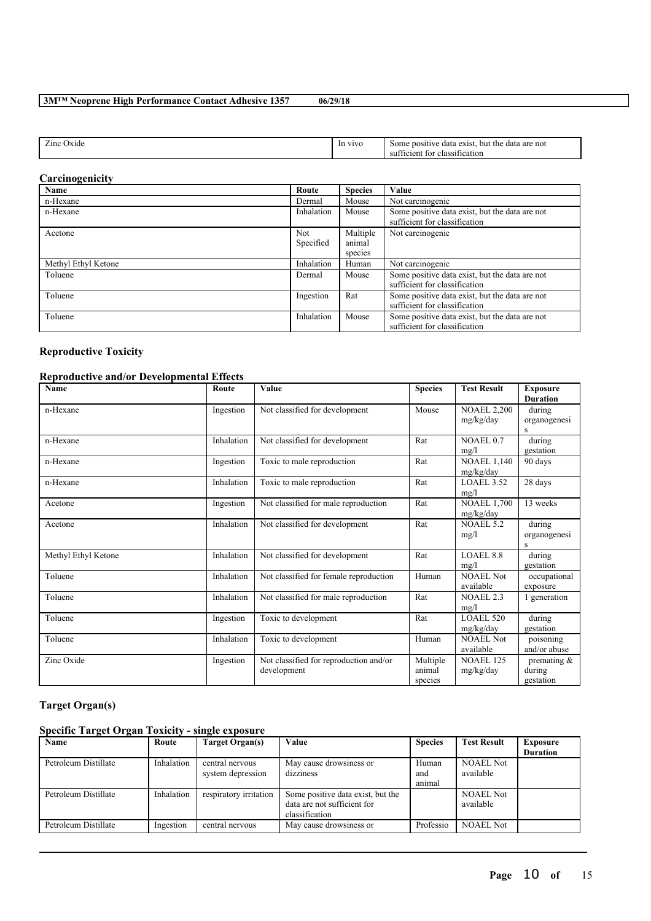| Zinc Oxide | In vivo | Some positive data exist, but the data are not sufficient for classification |
|---|---|---|

### Carcinogenicity

| Name | Route | Species | Value |
|---|---|---|---|
| n-Hexane | Dermal | Mouse | Not carcinogenic |
| n-Hexane | Inhalation | Mouse | Some positive data exist, but the data are not sufficient for classification |
| Acetone | Not Specified | Multiple animal species | Not carcinogenic |
| Methyl Ethyl Ketone | Inhalation | Human | Not carcinogenic |
| Toluene | Dermal | Mouse | Some positive data exist, but the data are not sufficient for classification |
| Toluene | Ingestion | Rat | Some positive data exist, but the data are not sufficient for classification |
| Toluene | Inhalation | Mouse | Some positive data exist, but the data are not sufficient for classification |

### Reproductive Toxicity

### Reproductive and/or Developmental Effects

| Name | Route | Value | Species | Test Result | Exposure Duration |
|---|---|---|---|---|---|
| n-Hexane | Ingestion | Not classified for development | Mouse | NOAEL 2,200 mg/kg/day | during organogenesis |
| n-Hexane | Inhalation | Not classified for development | Rat | NOAEL 0.7 mg/l | during gestation |
| n-Hexane | Ingestion | Toxic to male reproduction | Rat | NOAEL 1,140 mg/kg/day | 90 days |
| n-Hexane | Inhalation | Toxic to male reproduction | Rat | LOAEL 3.52 mg/l | 28 days |
| Acetone | Ingestion | Not classified for male reproduction | Rat | NOAEL 1,700 mg/kg/day | 13 weeks |
| Acetone | Inhalation | Not classified for development | Rat | NOAEL 5.2 mg/l | during organogenesis |
| Methyl Ethyl Ketone | Inhalation | Not classified for development | Rat | LOAEL 8.8 mg/l | during gestation |
| Toluene | Inhalation | Not classified for female reproduction | Human | NOAEL Not available | occupational exposure |
| Toluene | Inhalation | Not classified for male reproduction | Rat | NOAEL 2.3 mg/l | 1 generation |
| Toluene | Ingestion | Toxic to development | Rat | LOAEL 520 mg/kg/day | during gestation |
| Toluene | Inhalation | Toxic to development | Human | NOAEL Not available | poisoning and/or abuse |
| Zinc Oxide | Ingestion | Not classified for reproduction and/or development | Multiple animal species | NOAEL 125 mg/kg/day | premating & during gestation |

### Target Organ(s)

### Specific Target Organ Toxicity - single exposure

| Name | Route | Target Organ(s) | Value | Species | Test Result | Exposure Duration |
|---|---|---|---|---|---|---|
| Petroleum Distillate | Inhalation | central nervous system depression | May cause drowsiness or dizziness | Human and animal | NOAEL Not available | |
| Petroleum Distillate | Inhalation | respiratory irritation | Some positive data exist, but the data are not sufficient for classification | | NOAEL Not available | |
| Petroleum Distillate | Ingestion | central nervous | May cause drowsiness or | Professio | NOAEL Not | |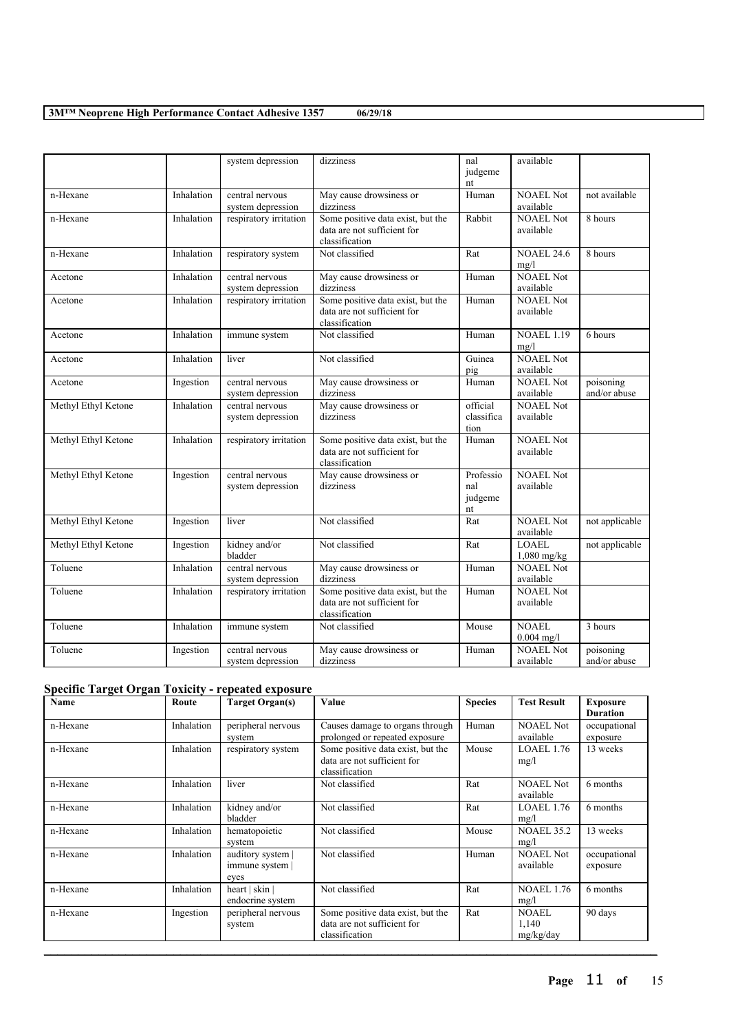| | | system depression | dizziness | nal judgement | available | |
|---|---|---|---|---|---|---|
| n-Hexane | Inhalation | central nervous system depression | May cause drowsiness or dizziness | Human | NOAEL Not available | not available |
| n-Hexane | Inhalation | respiratory irritation | Some positive data exist, but the data are not sufficient for classification | Rabbit | NOAEL Not available | 8 hours |
| n-Hexane | Inhalation | respiratory system | Not classified | Rat | NOAEL 24.6 mg/l | 8 hours |
| Acetone | Inhalation | central nervous system depression | May cause drowsiness or dizziness | Human | NOAEL Not available | |
| Acetone | Inhalation | respiratory irritation | Some positive data exist, but the data are not sufficient for classification | Human | NOAEL Not available | |
| Acetone | Inhalation | immune system | Not classified | Human | NOAEL 1.19 mg/l | 6 hours |
| Acetone | Inhalation | liver | Not classified | Guinea pig | NOAEL Not available | |
| Acetone | Ingestion | central nervous system depression | May cause drowsiness or dizziness | Human | NOAEL Not available | poisoning and/or abuse |
| Methyl Ethyl Ketone | Inhalation | central nervous system depression | May cause drowsiness or dizziness | official classification | NOAEL Not available | |
| Methyl Ethyl Ketone | Inhalation | respiratory irritation | Some positive data exist, but the data are not sufficient for classification | Human | NOAEL Not available | |
| Methyl Ethyl Ketone | Ingestion | central nervous system depression | May cause drowsiness or dizziness | Professional judgement | NOAEL Not available | |
| Methyl Ethyl Ketone | Ingestion | liver | Not classified | Rat | NOAEL Not available | not applicable |
| Methyl Ethyl Ketone | Ingestion | kidney and/or bladder | Not classified | Rat | LOAEL 1,080 mg/kg | not applicable |
| Toluene | Inhalation | central nervous system depression | May cause drowsiness or dizziness | Human | NOAEL Not available | |
| Toluene | Inhalation | respiratory irritation | Some positive data exist, but the data are not sufficient for classification | Human | NOAEL Not available | |
| Toluene | Inhalation | immune system | Not classified | Mouse | NOAEL 0.004 mg/l | 3 hours |
| Toluene | Ingestion | central nervous system depression | May cause drowsiness or dizziness | Human | NOAEL Not available | poisoning and/or abuse |

### Specific Target Organ Toxicity - repeated exposure

| Name | Route | Target Organ(s) | Value | Species | Test Result | Exposure Duration |
|---|---|---|---|---|---|---|
| n-Hexane | Inhalation | peripheral nervous system | Causes damage to organs through prolonged or repeated exposure | Human | NOAEL Not available | occupational exposure |
| n-Hexane | Inhalation | respiratory system | Some positive data exist, but the data are not sufficient for classification | Mouse | LOAEL 1.76 mg/l | 13 weeks |
| n-Hexane | Inhalation | liver | Not classified | Rat | NOAEL Not available | 6 months |
| n-Hexane | Inhalation | kidney and/or bladder | Not classified | Rat | LOAEL 1.76 mg/l | 6 months |
| n-Hexane | Inhalation | hematopoietic system | Not classified | Mouse | NOAEL 35.2 mg/l | 13 weeks |
| n-Hexane | Inhalation | auditory system \| immune system \| eyes | Not classified | Human | NOAEL Not available | occupational exposure |
| n-Hexane | Inhalation | heart \| skin \| endocrine system | Not classified | Rat | NOAEL 1.76 mg/l | 6 months |
| n-Hexane | Ingestion | peripheral nervous system | Some positive data exist, but the data are not sufficient for classification | Rat | NOAEL 1,140 mg/kg/day | 90 days |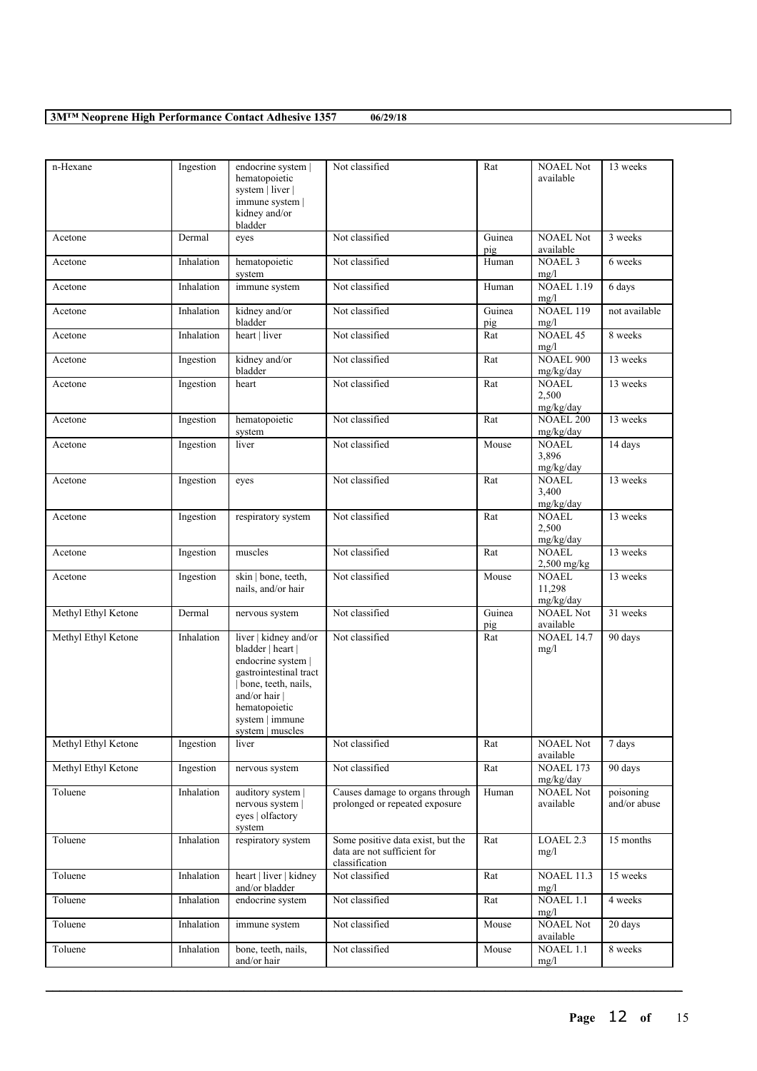| n-Hexane | Ingestion | endocrine system \| hematopoietic system \| liver \| immune system \| kidney and/or bladder | Not classified | Rat | NOAEL Not available | 13 weeks |
|---|---|---|---|---|---|---|
| Acetone | Dermal | eyes | Not classified | Guinea pig | NOAEL Not available | 3 weeks |
| Acetone | Inhalation | hematopoietic system | Not classified | Human | NOAEL 3 mg/l | 6 weeks |
| Acetone | Inhalation | immune system | Not classified | Human | NOAEL 1.19 mg/l | 6 days |
| Acetone | Inhalation | kidney and/or bladder | Not classified | Guinea pig | NOAEL 119 mg/l | not available |
| Acetone | Inhalation | heart \| liver | Not classified | Rat | NOAEL 45 mg/l | 8 weeks |
| Acetone | Ingestion | kidney and/or bladder | Not classified | Rat | NOAEL 900 mg/kg/day | 13 weeks |
| Acetone | Ingestion | heart | Not classified | Rat | NOAEL 2,500 mg/kg/day | 13 weeks |
| Acetone | Ingestion | hematopoietic system | Not classified | Rat | NOAEL 200 mg/kg/day | 13 weeks |
| Acetone | Ingestion | liver | Not classified | Mouse | NOAEL 3,896 mg/kg/day | 14 days |
| Acetone | Ingestion | eyes | Not classified | Rat | NOAEL 3,400 mg/kg/day | 13 weeks |
| Acetone | Ingestion | respiratory system | Not classified | Rat | NOAEL 2,500 mg/kg/day | 13 weeks |
| Acetone | Ingestion | muscles | Not classified | Rat | NOAEL 2,500 mg/kg | 13 weeks |
| Acetone | Ingestion | skin \| bone, teeth, nails, and/or hair | Not classified | Mouse | NOAEL 11,298 mg/kg/day | 13 weeks |
| Methyl Ethyl Ketone | Dermal | nervous system | Not classified | Guinea pig | NOAEL Not available | 31 weeks |
| Methyl Ethyl Ketone | Inhalation | liver \| kidney and/or bladder \| heart \| endocrine system \| gastrointestinal tract \| bone, teeth, nails, and/or hair \| hematopoietic system \| immune system \| muscles | Not classified | Rat | NOAEL 14.7 mg/l | 90 days |
| Methyl Ethyl Ketone | Ingestion | liver | Not classified | Rat | NOAEL Not available | 7 days |
| Methyl Ethyl Ketone | Ingestion | nervous system | Not classified | Rat | NOAEL 173 mg/kg/day | 90 days |
| Toluene | Inhalation | auditory system \| nervous system \| eyes \| olfactory system | Causes damage to organs through prolonged or repeated exposure | Human | NOAEL Not available | poisoning and/or abuse |
| Toluene | Inhalation | respiratory system | Some positive data exist, but the data are not sufficient for classification | Rat | LOAEL 2.3 mg/l | 15 months |
| Toluene | Inhalation | heart \| liver \| kidney and/or bladder | Not classified | Rat | NOAEL 11.3 mg/l | 15 weeks |
| Toluene | Inhalation | endocrine system | Not classified | Rat | NOAEL 1.1 mg/l | 4 weeks |
| Toluene | Inhalation | immune system | Not classified | Mouse | NOAEL Not available | 20 days |
| Toluene | Inhalation | bone, teeth, nails, and/or hair | Not classified | Mouse | NOAEL 1.1 mg/l | 8 weeks |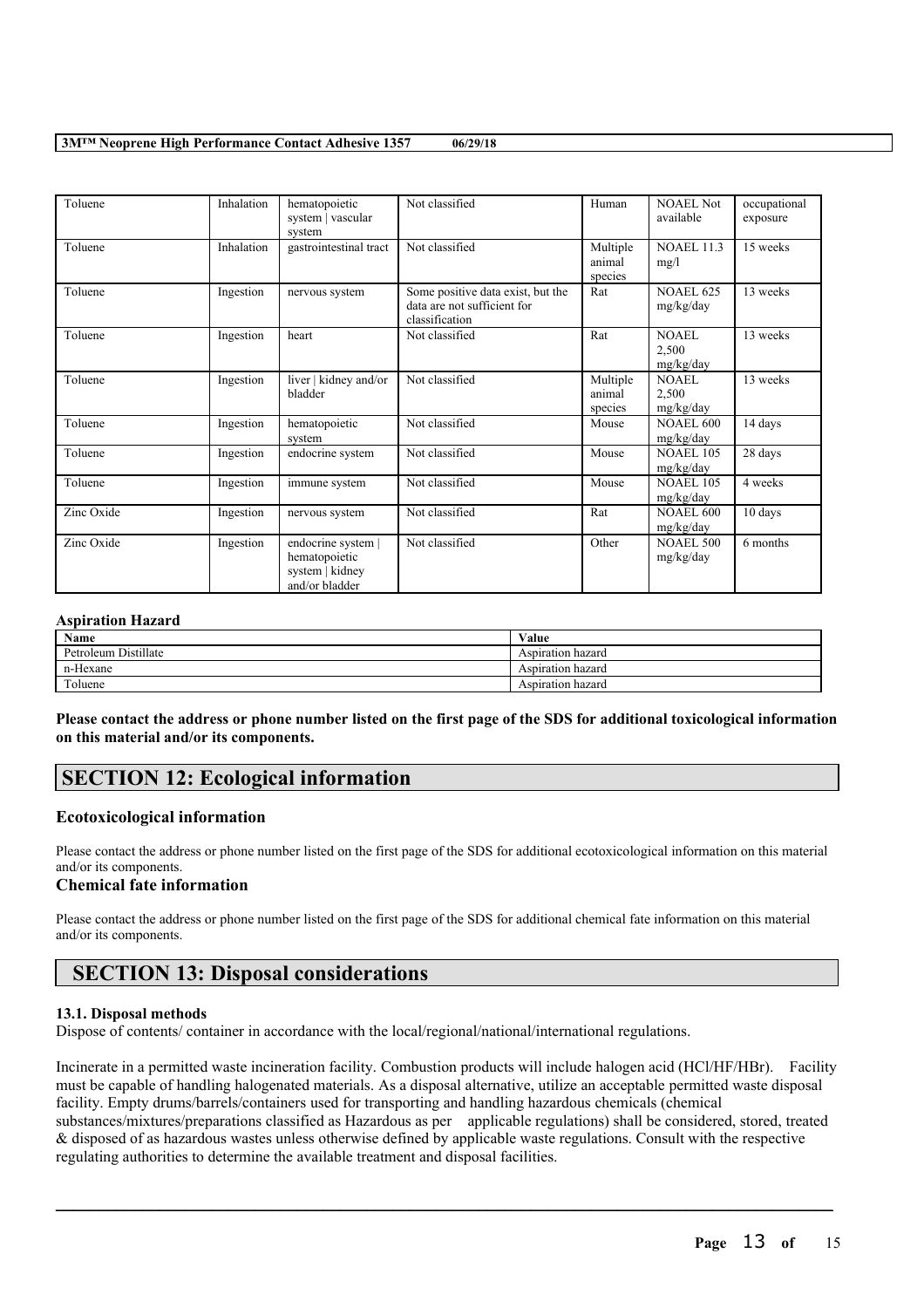| Toluene | Inhalation | hematopoietic system \| vascular system | Not classified | Human | NOAEL Not available | occupational exposure |
|---|---|---|---|---|---|---|
| Toluene | Inhalation | gastrointestinal tract | Not classified | Multiple animal species | NOAEL 11.3 mg/l | 15 weeks |
| Toluene | Ingestion | nervous system | Some positive data exist, but the data are not sufficient for classification | Rat | NOAEL 625 mg/kg/day | 13 weeks |
| Toluene | Ingestion | heart | Not classified | Rat | NOAEL 2,500 mg/kg/day | 13 weeks |
| Toluene | Ingestion | liver \| kidney and/or bladder | Not classified | Multiple animal species | NOAEL 2,500 mg/kg/day | 13 weeks |
| Toluene | Ingestion | hematopoietic system | Not classified | Mouse | NOAEL 600 mg/kg/day | 14 days |
| Toluene | Ingestion | endocrine system | Not classified | Mouse | NOAEL 105 mg/kg/day | 28 days |
| Toluene | Ingestion | immune system | Not classified | Mouse | NOAEL 105 mg/kg/day | 4 weeks |
| Zinc Oxide | Ingestion | nervous system | Not classified | Rat | NOAEL 600 mg/kg/day | 10 days |
| Zinc Oxide | Ingestion | endocrine system \| hematopoietic system \| kidney and/or bladder | Not classified | Other | NOAEL 500 mg/kg/day | 6 months |

### Aspiration Hazard

| Name | Value |
|---|---|
| Petroleum Distillate | Aspiration hazard |
| n-Hexane | Aspiration hazard |
| Toluene | Aspiration hazard |

**Please contact the address or phone number listed on the first page of the SDS for additional toxicological information on this material and/or its components.**

## SECTION 12: Ecological information

### Ecotoxicological information

Please contact the address or phone number listed on the first page of the SDS for additional ecotoxicological information on this material and/or its components.

### Chemical fate information

Please contact the address or phone number listed on the first page of the SDS for additional chemical fate information on this material and/or its components.

## SECTION 13: Disposal considerations

### 13.1. Disposal methods

Dispose of contents/ container in accordance with the local/regional/national/international regulations.

Incinerate in a permitted waste incineration facility. Combustion products will include halogen acid (HCl/HF/HBr). Facility must be capable of handling halogenated materials. As a disposal alternative, utilize an acceptable permitted waste disposal facility. Empty drums/barrels/containers used for transporting and handling hazardous chemicals (chemical substances/mixtures/preparations classified as Hazardous as per applicable regulations) shall be considered, stored, treated & disposed of as hazardous wastes unless otherwise defined by applicable waste regulations. Consult with the respective regulating authorities to determine the available treatment and disposal facilities.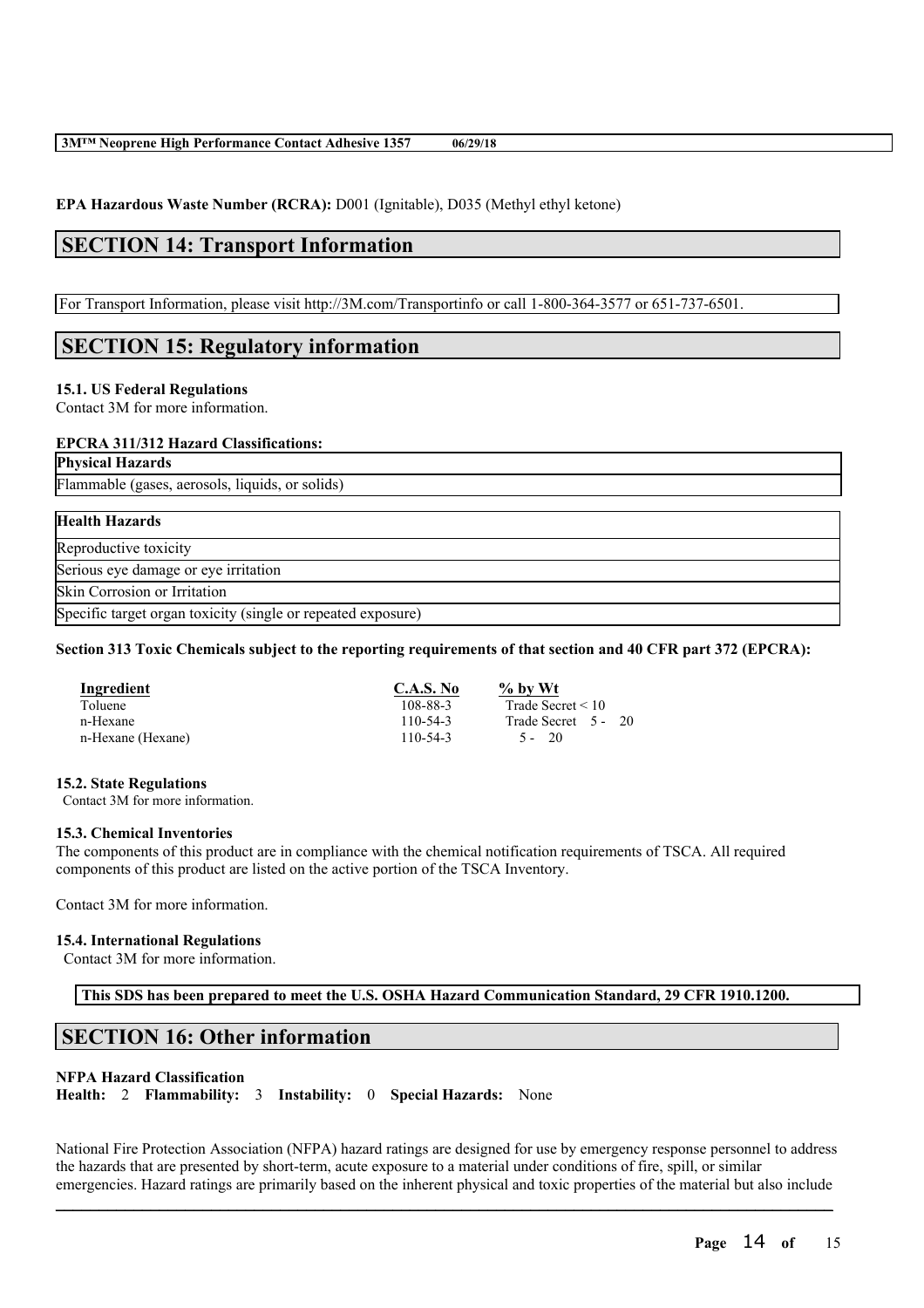**EPA Hazardous Waste Number (RCRA):** D001 (Ignitable), D035 (Methyl ethyl ketone)

## SECTION 14: Transport Information

For Transport Information, please visit http://3M.com/Transportinfo or call 1-800-364-3577 or 651-737-6501.

## SECTION 15: Regulatory information

### 15.1. US Federal Regulations

Contact 3M for more information.

**EPCRA 311/312 Hazard Classifications:**

| Physical Hazards |
|---|
| Flammable (gases, aerosols, liquids, or solids) |

| Health Hazards |
|---|
| Reproductive toxicity |
| Serious eye damage or eye irritation |
| Skin Corrosion or Irritation |
| Specific target organ toxicity (single or repeated exposure) |

**Section 313 Toxic Chemicals subject to the reporting requirements of that section and 40 CFR part 372 (EPCRA):**

| Ingredient | C.A.S. No | % by Wt |
|---|---|---|
| Toluene | 108-88-3 | Trade Secret < 10 |
| n-Hexane | 110-54-3 | Trade Secret 5 - 20 |
| n-Hexane (Hexane) | 110-54-3 | 5 - 20 |

### 15.2. State Regulations

Contact 3M for more information.

### 15.3. Chemical Inventories

The components of this product are in compliance with the chemical notification requirements of TSCA. All required components of this product are listed on the active portion of the TSCA Inventory.

Contact 3M for more information.

### 15.4. International Regulations

Contact 3M for more information.

**This SDS has been prepared to meet the U.S. OSHA Hazard Communication Standard, 29 CFR 1910.1200.**

## SECTION 16: Other information

**NFPA Hazard Classification**

**Health:** 2 **Flammability:** 3 **Instability:** 0 **Special Hazards:** None

National Fire Protection Association (NFPA) hazard ratings are designed for use by emergency response personnel to address the hazards that are presented by short-term, acute exposure to a material under conditions of fire, spill, or similar emergencies. Hazard ratings are primarily based on the inherent physical and toxic properties of the material but also include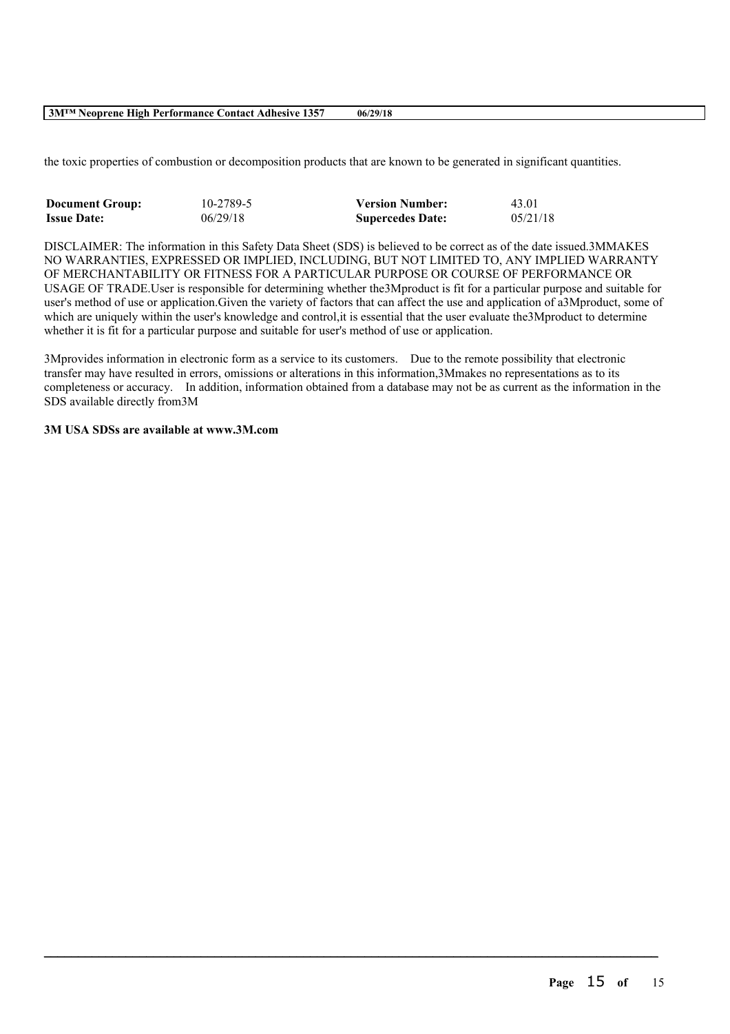the toxic properties of combustion or decomposition products that are known to be generated in significant quantities.

| | | | |
|---|---|---|---|
| **Document Group:** | 10-2789-5 | **Version Number:** | 43.01 |
| **Issue Date:** | 06/29/18 | **Supercedes Date:** | 05/21/18 |

DISCLAIMER: The information in this Safety Data Sheet (SDS) is believed to be correct as of the date issued.3MMAKES NO WARRANTIES, EXPRESSED OR IMPLIED, INCLUDING, BUT NOT LIMITED TO, ANY IMPLIED WARRANTY OF MERCHANTABILITY OR FITNESS FOR A PARTICULAR PURPOSE OR COURSE OF PERFORMANCE OR USAGE OF TRADE.User is responsible for determining whether the3Mproduct is fit for a particular purpose and suitable for user's method of use or application.Given the variety of factors that can affect the use and application of a3Mproduct, some of which are uniquely within the user's knowledge and control,it is essential that the user evaluate the3Mproduct to determine whether it is fit for a particular purpose and suitable for user's method of use or application.

3Mprovides information in electronic form as a service to its customers. Due to the remote possibility that electronic transfer may have resulted in errors, omissions or alterations in this information,3Mmakes no representations as to its completeness or accuracy. In addition, information obtained from a database may not be as current as the information in the SDS available directly from3M

**3M USA SDSs are available at www.3M.com**